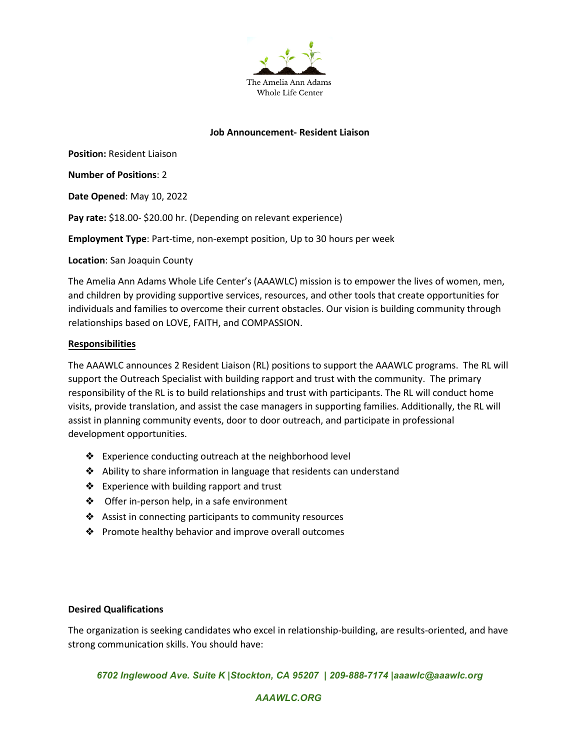The Amelia Ann Adams
Whole Life Center

## Job Announcement- Resident Liaison

**Position:** Resident Liaison

**Number of Positions**: 2

**Date Opened**: May 10, 2022

**Pay rate:** $18.00- $20.00 hr. (Depending on relevant experience)

**Employment Type**: Part-time, non-exempt position, Up to 30 hours per week

**Location**: San Joaquin County

The Amelia Ann Adams Whole Life Center's (AAAWLC) mission is to empower the lives of women, men, and children by providing supportive services, resources, and other tools that create opportunities for individuals and families to overcome their current obstacles. Our vision is building community through relationships based on LOVE, FAITH, and COMPASSION.

### Responsibilities

The AAAWLC announces 2 Resident Liaison (RL) positions to support the AAAWLC programs. The RL will support the Outreach Specialist with building rapport and trust with the community. The primary responsibility of the RL is to build relationships and trust with participants. The RL will conduct home visits, provide translation, and assist the case managers in supporting families. Additionally, the RL will assist in planning community events, door to door outreach, and participate in professional development opportunities.

- Experience conducting outreach at the neighborhood level
- Ability to share information in language that residents can understand
- Experience with building rapport and trust
- Offer in-person help, in a safe environment
- Assist in connecting participants to community resources
- Promote healthy behavior and improve overall outcomes

### Desired Qualifications

The organization is seeking candidates who excel in relationship-building, are results-oriented, and have strong communication skills. You should have:

*6702 Inglewood Ave. Suite K |Stockton, CA 95207 | 209-888-7174 |aaawlc@aaawlc.org*

*AAAWLC.ORG*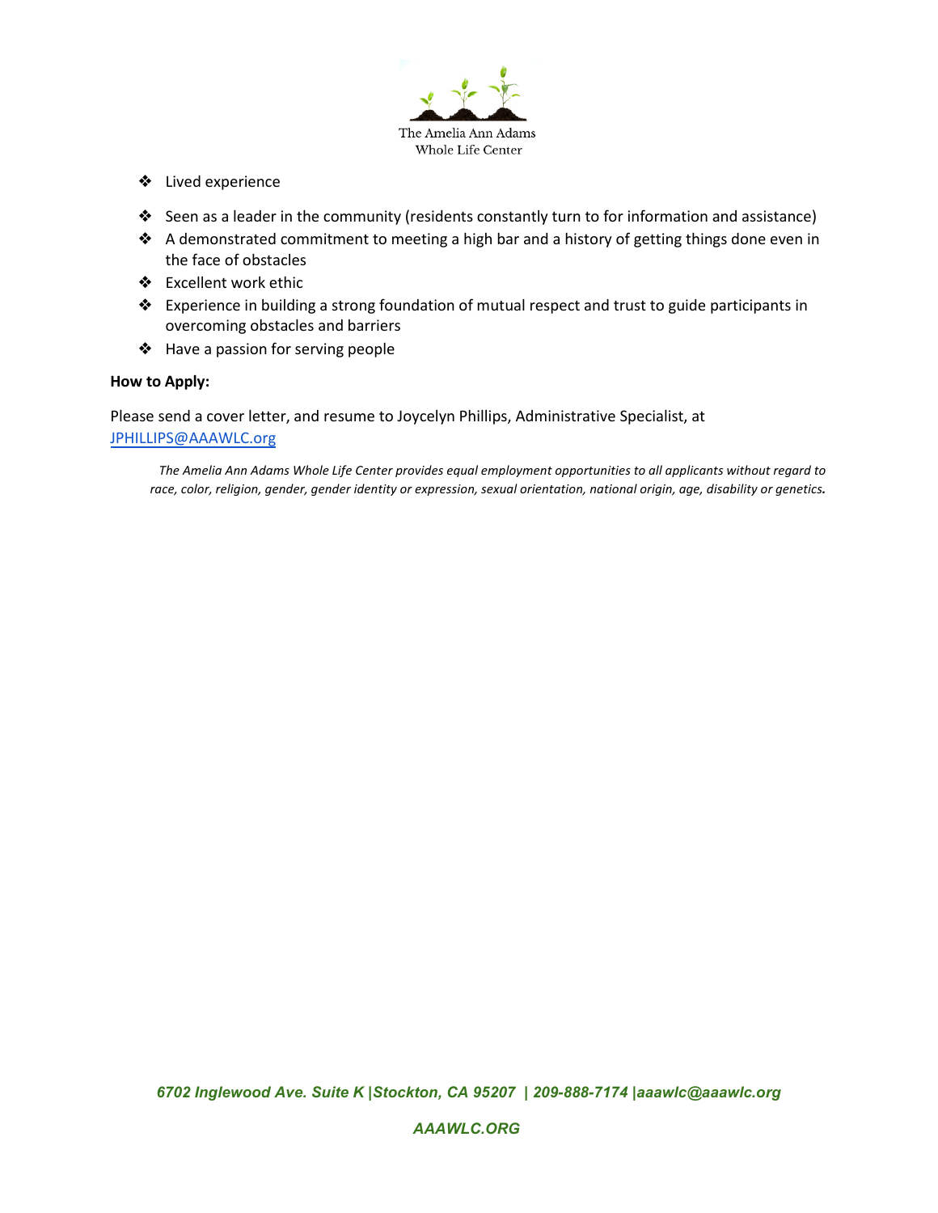- Lived experience
- Seen as a leader in the community (residents constantly turn to for information and assistance)
- A demonstrated commitment to meeting a high bar and a history of getting things done even in the face of obstacles
- Excellent work ethic
- Experience in building a strong foundation of mutual respect and trust to guide participants in overcoming obstacles and barriers
- Have a passion for serving people

**How to Apply:**

Please send a cover letter, and resume to Joycelyn Phillips, Administrative Specialist, at JPHILLIPS@AAAWLC.org

*The Amelia Ann Adams Whole Life Center provides equal employment opportunities to all applicants without regard to race, color, religion, gender, gender identity or expression, sexual orientation, national origin, age, disability or genetics.*

***6702 Inglewood Ave. Suite K |Stockton, CA 95207 | 209-888-7174 |aaawlc@aaawlc.org***

***AAAWLC.ORG***